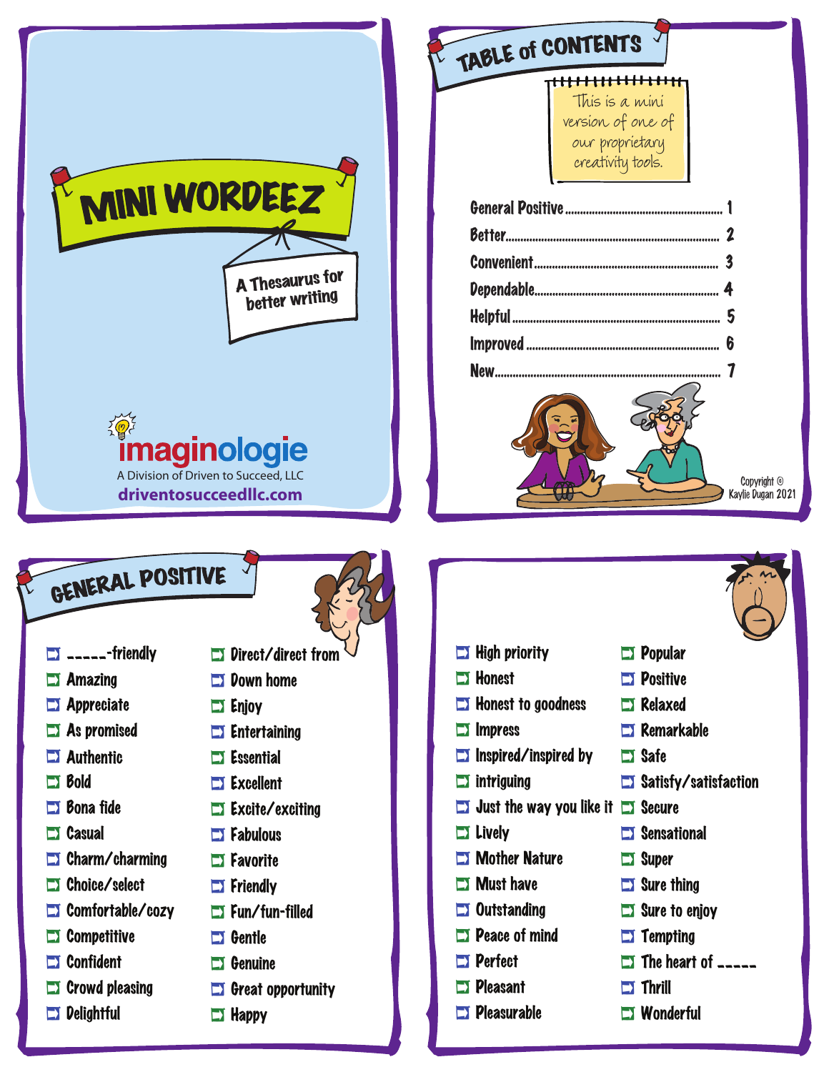# MINI WORDEEZ

A Thesaurus for better writing

imaginologie

A Division of Driven to Succeed, LLC

driventosucceedllc.com

## TABLE of CONTENTS

This is a mini version of one of our proprietary creativity tools.

- General Positive ........ 1
- Better ........ 2
- Convenient ........ 3
- Dependable ........ 4
- Helpful ........ 5
- Improved ........ 6
- New ........ 7

Copyright © Kaylie Dugan 2021

## GENERAL POSITIVE

- _____-friendly
- Amazing
- Appreciate
- As promised
- Authentic
- Bold
- Bona fide
- Casual
- Charm/charming
- Choice/select
- Comfortable/cozy
- Competitive
- Confident
- Crowd pleasing
- Delightful
- Direct/direct from
- Down home
- Enjoy
- Entertaining
- Essential
- Excellent
- Excite/exciting
- Fabulous
- Favorite
- Friendly
- Fun/fun-filled
- Gentle
- Genuine
- Great opportunity
- Happy
- High priority
- Honest
- Honest to goodness
- Impress
- Inspired/inspired by
- intriguing
- Just the way you like it
- Lively
- Mother Nature
- Must have
- Outstanding
- Peace of mind
- Perfect
- Pleasant
- Pleasurable
- Popular
- Positive
- Relaxed
- Remarkable
- Safe
- Satisfy/satisfaction
- Secure
- Sensational
- Super
- Sure thing
- Sure to enjoy
- Tempting
- The heart of _____
- Thrill
- Wonderful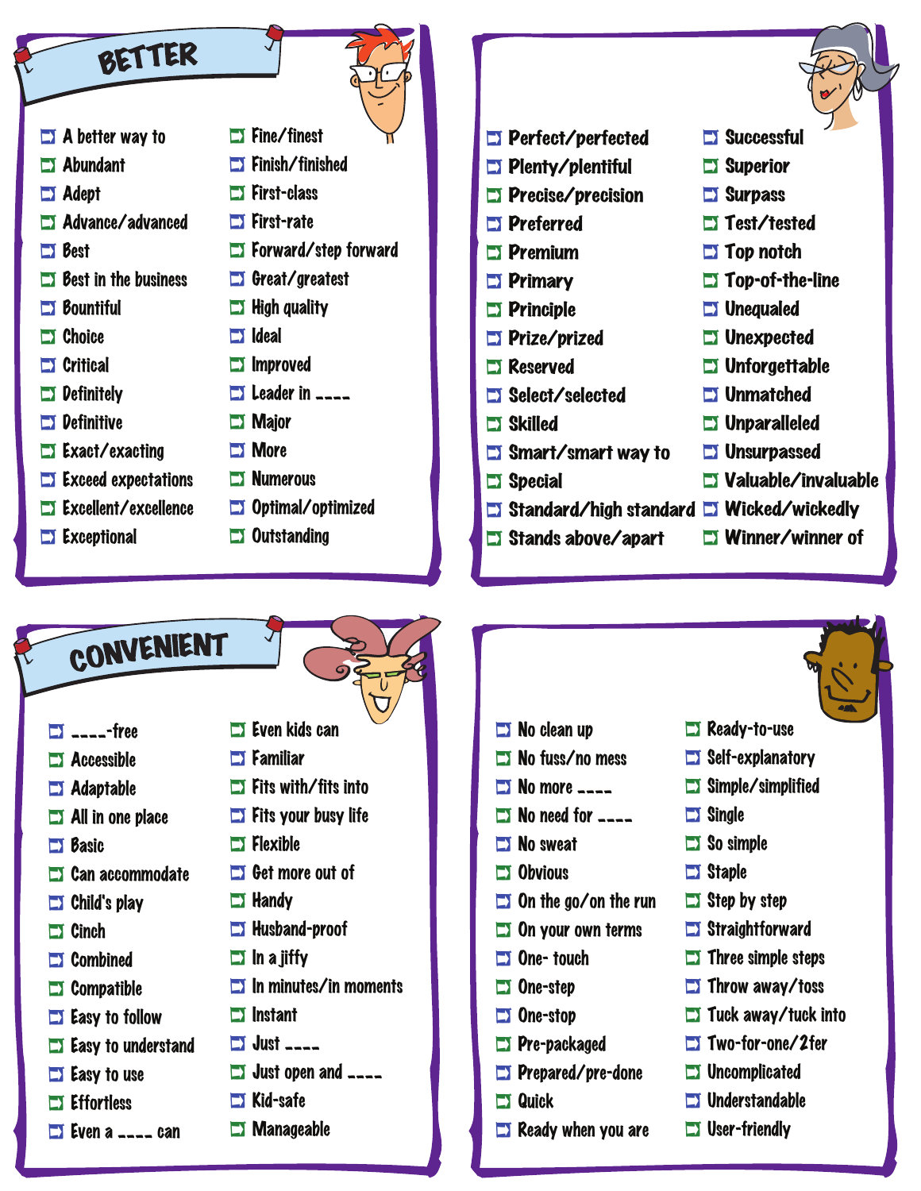## BETTER

- A better way to
- Abundant
- Adept
- Advance/advanced
- Best
- Best in the business
- Bountiful
- Choice
- Critical
- Definitely
- Definitive
- Exact/exacting
- Exceed expectations
- Excellent/excellence
- Exceptional
- Fine/finest
- Finish/finished
- First-class
- First-rate
- Forward/step forward
- Great/greatest
- High quality
- Ideal
- Improved
- Leader in ____
- Major
- More
- Numerous
- Optimal/optimized
- Outstanding
- Perfect/perfected
- Plenty/plentiful
- Precise/precision
- Preferred
- Premium
- Primary
- Principle
- Prize/prized
- Reserved
- Select/selected
- Skilled
- Smart/smart way to
- Special
- Standard/high standard
- Stands above/apart
- Successful
- Superior
- Surpass
- Test/tested
- Top notch
- Top-of-the-line
- Unequaled
- Unexpected
- Unforgettable
- Unmatched
- Unparalleled
- Unsurpassed
- Valuable/invaluable
- Wicked/wickedly
- Winner/winner of

## CONVENIENT

- ____-free
- Accessible
- Adaptable
- All in one place
- Basic
- Can accommodate
- Child's play
- Cinch
- Combined
- Compatible
- Easy to follow
- Easy to understand
- Easy to use
- Effortless
- Even a ____ can
- Even kids can
- Familiar
- Fits with/fits into
- Fits your busy life
- Flexible
- Get more out of
- Handy
- Husband-proof
- In a jiffy
- In minutes/in moments
- Instant
- Just ____
- Just open and ____
- Kid-safe
- Manageable
- No clean up
- No fuss/no mess
- No more ____
- No need for ____
- No sweat
- Obvious
- On the go/on the run
- On your own terms
- One- touch
- One-step
- One-stop
- Pre-packaged
- Prepared/pre-done
- Quick
- Ready when you are
- Ready-to-use
- Self-explanatory
- Simple/simplified
- Single
- So simple
- Staple
- Step by step
- Straightforward
- Three simple steps
- Throw away/toss
- Tuck away/tuck into
- Two-for-one/2fer
- Uncomplicated
- Understandable
- User-friendly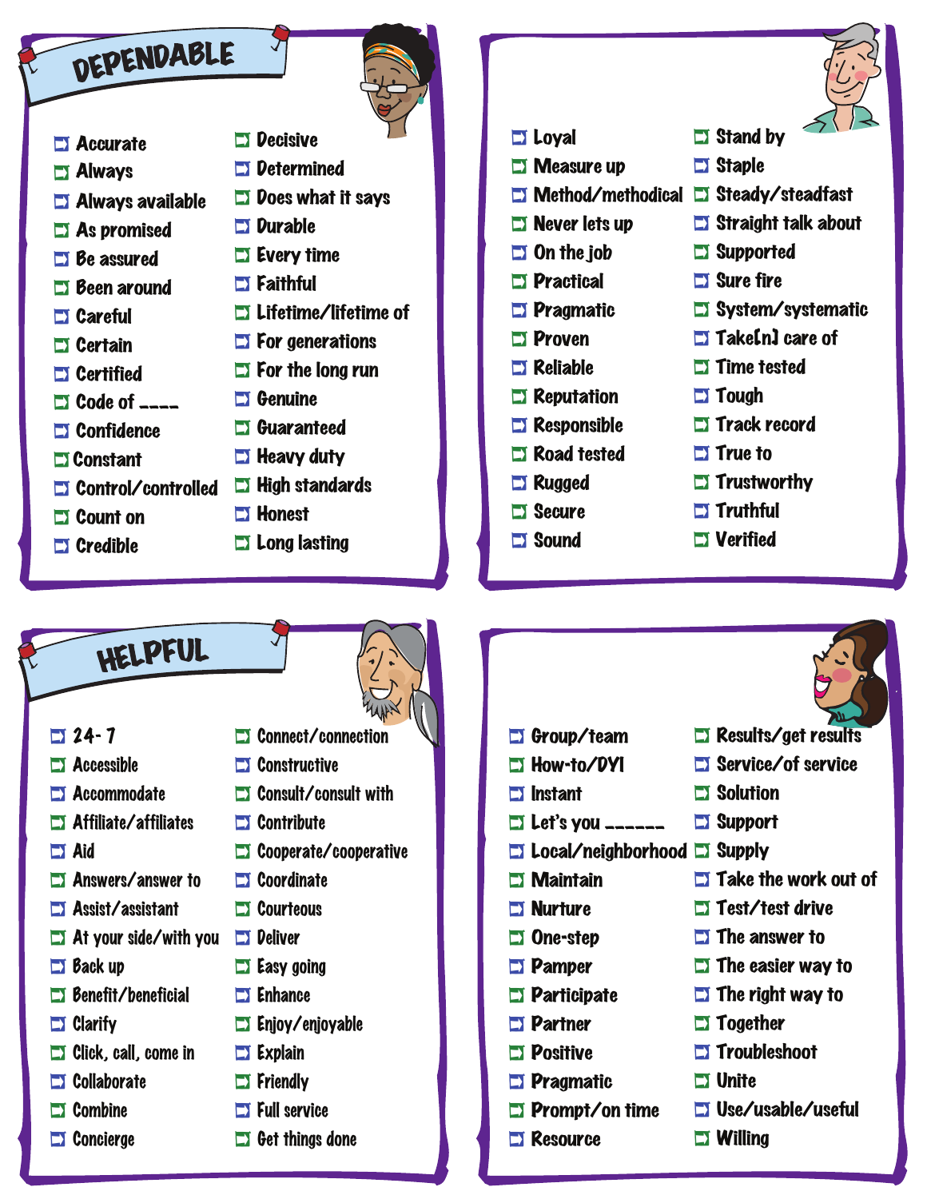## DEPENDABLE

- Accurate
- Always
- Always available
- As promised
- Be assured
- Been around
- Careful
- Certain
- Certified
- Code of ____
- Confidence
- Constant
- Control/controlled
- Count on
- Credible
- Decisive
- Determined
- Does what it says
- Durable
- Every time
- Faithful
- Lifetime/lifetime of
- For generations
- For the long run
- Genuine
- Guaranteed
- Heavy duty
- High standards
- Honest
- Long lasting
- Loyal
- Measure up
- Method/methodical
- Never lets up
- On the job
- Practical
- Pragmatic
- Proven
- Reliable
- Reputation
- Responsible
- Road tested
- Rugged
- Secure
- Sound
- Stand by
- Staple
- Steady/steadfast
- Straight talk about
- Supported
- Sure fire
- System/systematic
- Take[n] care of
- Time tested
- Tough
- Track record
- True to
- Trustworthy
- Truthful
- Verified

## HELPFUL

- 24-7
- Accessible
- Accommodate
- Affiliate/affiliates
- Aid
- Answers/answer to
- Assist/assistant
- At your side/with you
- Back up
- Benefit/beneficial
- Clarify
- Click, call, come in
- Collaborate
- Combine
- Concierge
- Connect/connection
- Constructive
- Consult/consult with
- Contribute
- Cooperate/cooperative
- Coordinate
- Courteous
- Deliver
- Easy going
- Enhance
- Enjoy/enjoyable
- Explain
- Friendly
- Full service
- Get things done
- Group/team
- How-to/DYI
- Instant
- Let's you ______
- Local/neighborhood
- Maintain
- Nurture
- One-step
- Pamper
- Participate
- Partner
- Positive
- Pragmatic
- Prompt/on time
- Resource
- Results/get results
- Service/of service
- Solution
- Support
- Supply
- Take the work out of
- Test/test drive
- The answer to
- The easier way to
- The right way to
- Together
- Troubleshoot
- Unite
- Use/usable/useful
- Willing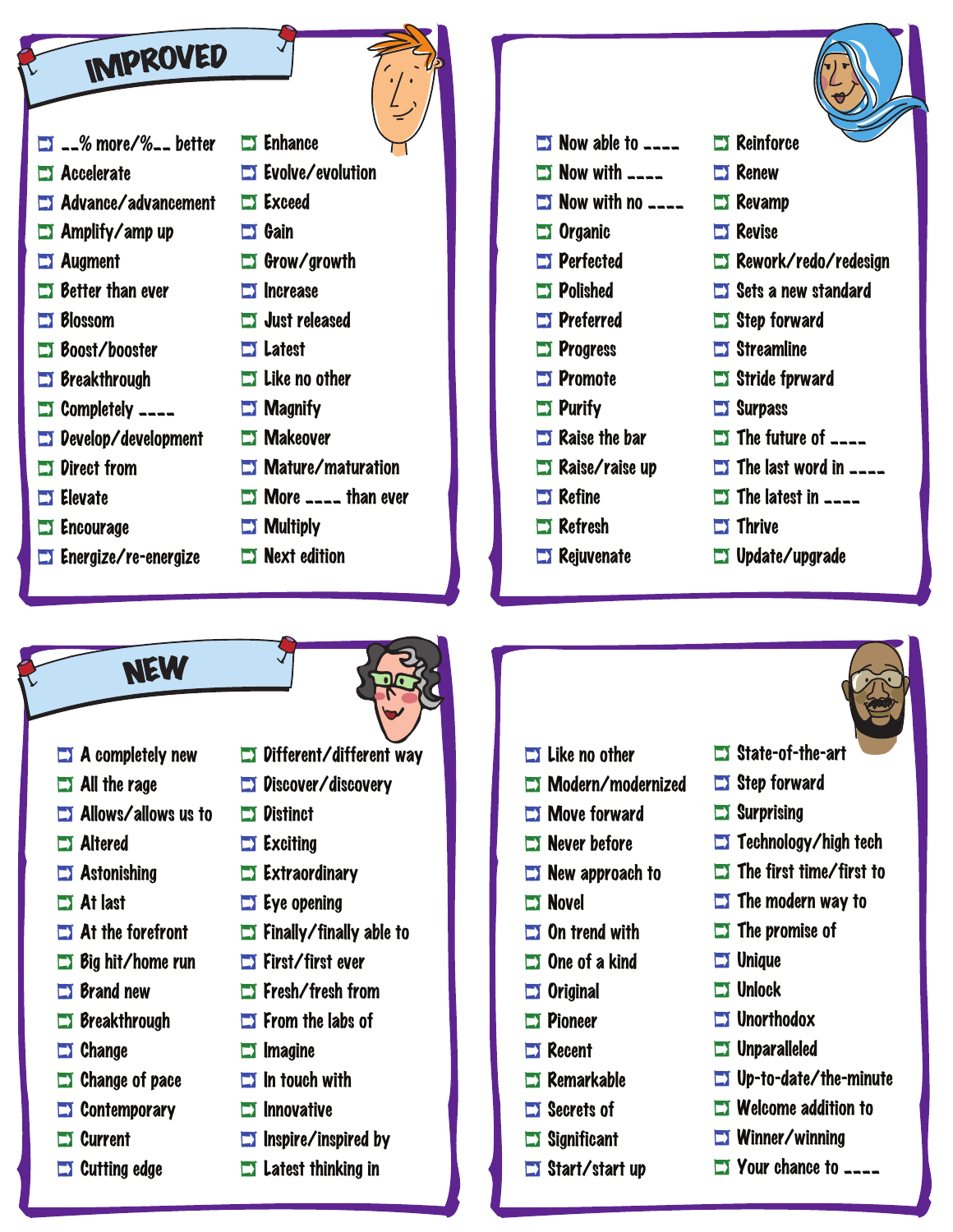## IMPROVED

- __% more/%__ better
- Accelerate
- Advance/advancement
- Amplify/amp up
- Augment
- Better than ever
- Blossom
- Boost/booster
- Breakthrough
- Completely ____
- Develop/development
- Direct from
- Elevate
- Encourage
- Energize/re-energize
- Enhance
- Evolve/evolution
- Exceed
- Gain
- Grow/growth
- Increase
- Just released
- Latest
- Like no other
- Magnify
- Makeover
- Mature/maturation
- More ____ than ever
- Multiply
- Next edition
- Now able to ____
- Now with ____
- Now with no ____
- Organic
- Perfected
- Polished
- Preferred
- Progress
- Promote
- Purify
- Raise the bar
- Raise/raise up
- Refine
- Refresh
- Rejuvenate
- Reinforce
- Renew
- Revamp
- Revise
- Rework/redo/redesign
- Sets a new standard
- Step forward
- Streamline
- Stride fprward
- Surpass
- The future of ____
- The last word in ____
- The latest in ____
- Thrive
- Update/upgrade

## NEW

- A completely new
- All the rage
- Allows/allows us to
- Altered
- Astonishing
- At last
- At the forefront
- Big hit/home run
- Brand new
- Breakthrough
- Change
- Change of pace
- Contemporary
- Current
- Cutting edge
- Different/different way
- Discover/discovery
- Distinct
- Exciting
- Extraordinary
- Eye opening
- Finally/finally able to
- First/first ever
- Fresh/fresh from
- From the labs of
- Imagine
- In touch with
- Innovative
- Inspire/inspired by
- Latest thinking in
- Like no other
- Modern/modernized
- Move forward
- Never before
- New approach to
- Novel
- On trend with
- One of a kind
- Original
- Pioneer
- Recent
- Remarkable
- Secrets of
- Significant
- Start/start up
- State-of-the-art
- Step forward
- Surprising
- Technology/high tech
- The first time/first to
- The modern way to
- The promise of
- Unique
- Unlock
- Unorthodox
- Unparalleled
- Up-to-date/the-minute
- Welcome addition to
- Winner/winning
- Your chance to ____